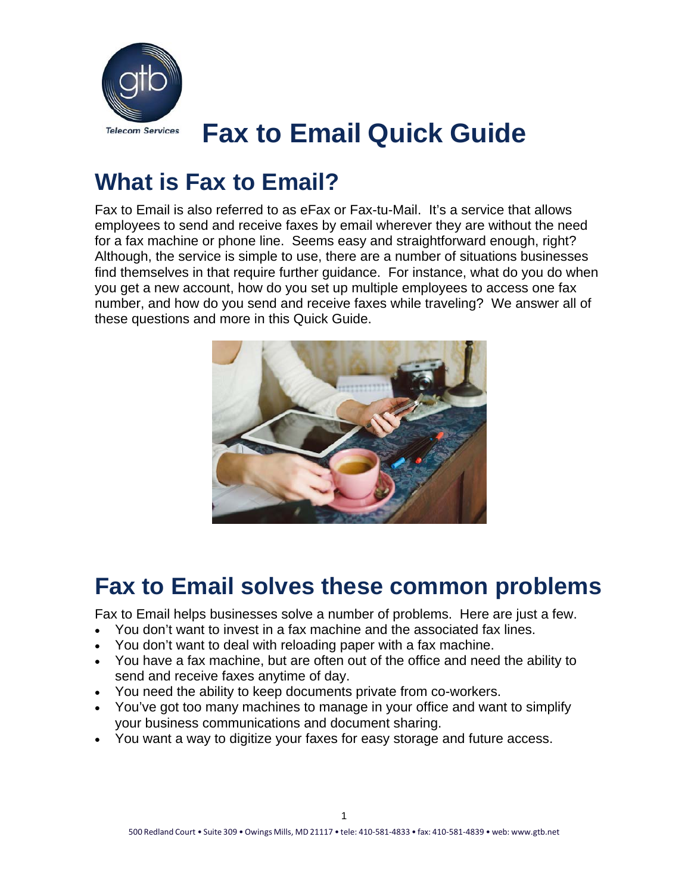# Fax to Email Quick Guide

## What is Fax to Email?

Fax to Email is also referred to as eFax or Fax-tu-Mail. It's a service that allows employees to send and receive faxes by email wherever they are without the need for a fax machine or phone line. Seems easy and straightforward enough, right? Although, the service is simple to use, there are a number of situations businesses find themselves in that require further guidance. For instance, what do you do when you get a new account, how do you set up multiple employees to access one fax number, and how do you send and receive faxes while traveling? We answer all of these questions and more in this Quick Guide.

## Fax to Email solves these common problems

Fax to Email helps businesses solve a number of problems. Here are just a few.

- You don't want to invest in a fax machine and the associated fax lines.
- You don't want to deal with reloading paper with a fax machine.
- You have a fax machine, but are often out of the office and need the ability to send and receive faxes anytime of day.
- You need the ability to keep documents private from co-workers.
- You've got too many machines to manage in your office and want to simplify your business communications and document sharing.
- You want a way to digitize your faxes for easy storage and future access.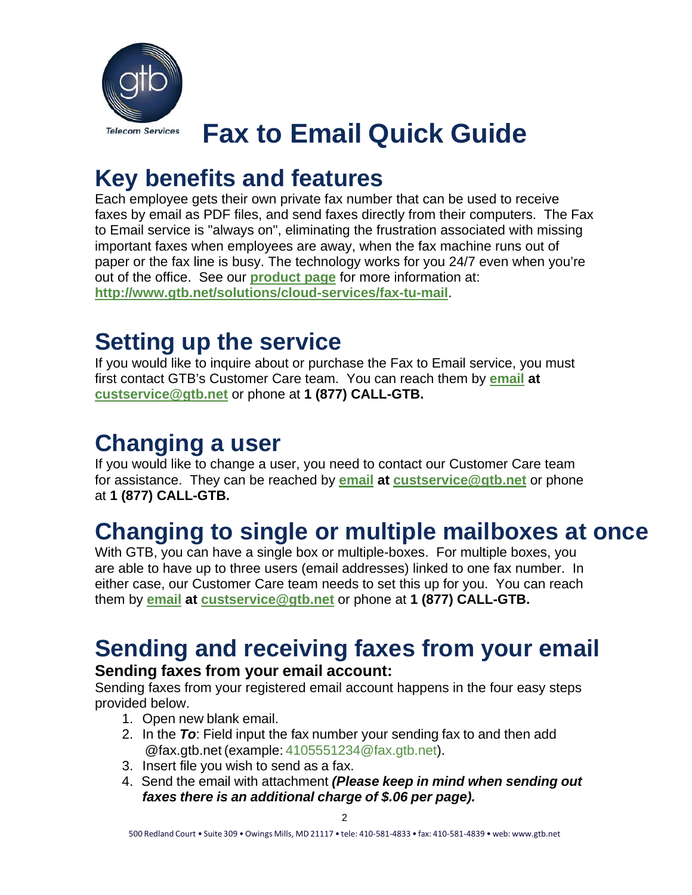Telecom Services

# Fax to Email Quick Guide

## Key benefits and features

Each employee gets their own private fax number that can be used to receive faxes by email as PDF files, and send faxes directly from their computers. The Fax to Email service is "always on", eliminating the frustration associated with missing important faxes when employees are away, when the fax machine runs out of paper or the fax line is busy. The technology works for you 24/7 even when you're out of the office. See our **product page** for more information at: **http://www.gtb.net/solutions/cloud-services/fax-tu-mail**.

## Setting up the service

If you would like to inquire about or purchase the Fax to Email service, you must first contact GTB's Customer Care team. You can reach them by **email at custservice@gtb.net** or phone at **1 (877) CALL-GTB.**

## Changing a user

If you would like to change a user, you need to contact our Customer Care team for assistance. They can be reached by **email at custservice@gtb.net** or phone at **1 (877) CALL-GTB.**

## Changing to single or multiple mailboxes at once

With GTB, you can have a single box or multiple-boxes. For multiple boxes, you are able to have up to three users (email addresses) linked to one fax number. In either case, our Customer Care team needs to set this up for you. You can reach them by **email at custservice@gtb.net** or phone at **1 (877) CALL-GTB.**

## Sending and receiving faxes from your email

### Sending faxes from your email account:

Sending faxes from your registered email account happens in the four easy steps provided below.

1. Open new blank email.
2. In the ***To***: Field input the fax number your sending fax to and then add @fax.gtb.net (example: 4105551234@fax.gtb.net).
3. Insert file you wish to send as a fax.
4. Send the email with attachment ***(Please keep in mind when sending out faxes there is an additional charge of $.06 per page).***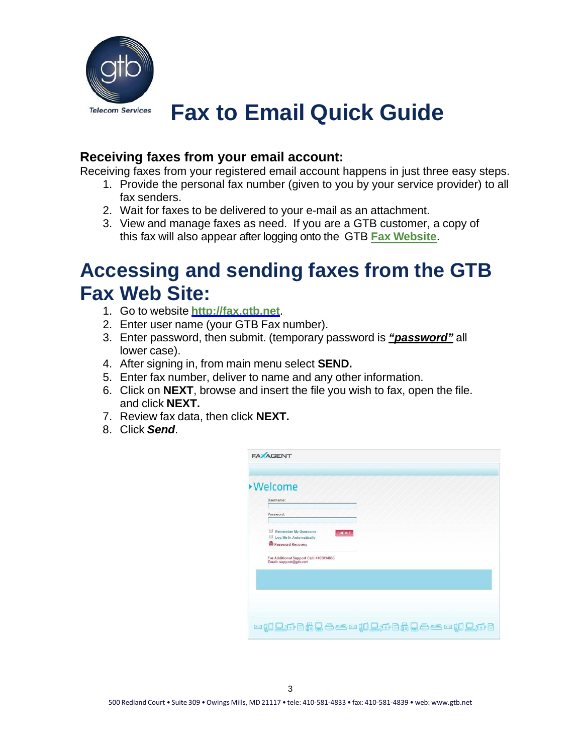# Fax to Email Quick Guide

Telecom Services

### Receiving faxes from your email account:

Receiving faxes from your registered email account happens in just three easy steps.

1. Provide the personal fax number (given to you by your service provider) to all fax senders.
2. Wait for faxes to be delivered to your e-mail as an attachment.
3. View and manage faxes as need. If you are a GTB customer, a copy of this fax will also appear after logging onto the GTB **Fax Website**.

## Accessing and sending faxes from the GTB Fax Web Site:

1. Go to website **http://fax.gtb.net**.
2. Enter user name (your GTB Fax number).
3. Enter password, then submit. (temporary password is ***"password"*** all lower case).
4. After signing in, from main menu select **SEND.**
5. Enter fax number, deliver to name and any other information.
6. Click on **NEXT**, browse and insert the file you wish to fax, open the file. and click **NEXT.**
7. Review fax data, then click **NEXT.**
8. Click ***Send***.

FAXAGENT

Welcome

Username:

Password:

Remember My Username

Log Me In Automatically

SUBMIT

Password Recovery

For Additional Support Call: 4105814833
Email: support@gtb.net

500 Redland Court • Suite 309 • Owings Mills, MD 21117 • tele: 410-581-4833 • fax: 410-581-4839 • web: www.gtb.net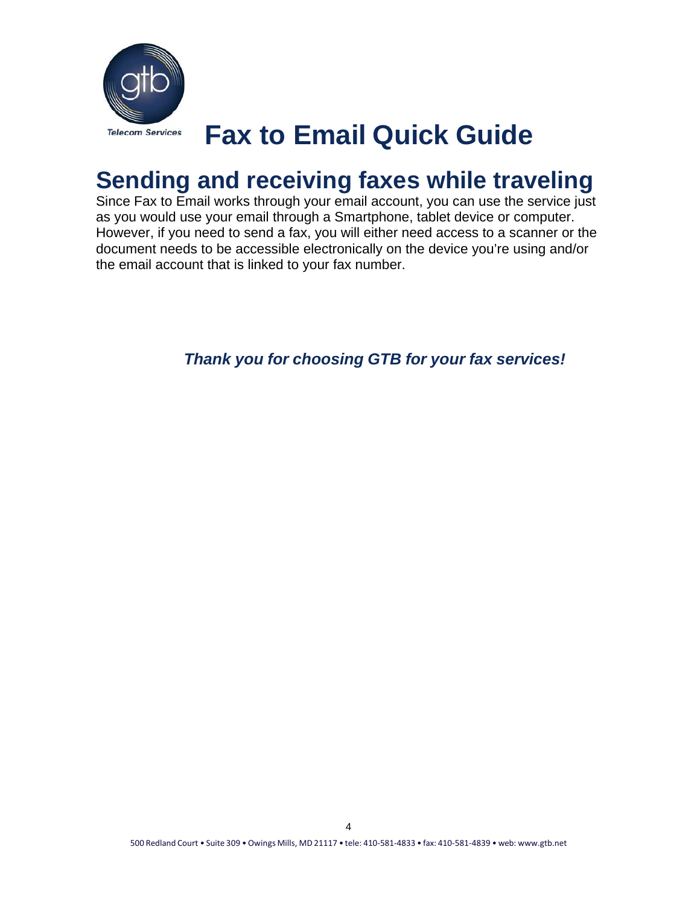# Fax to Email Quick Guide

## Sending and receiving faxes while traveling

Since Fax to Email works through your email account, you can use the service just as you would use your email through a Smartphone, tablet device or computer. However, if you need to send a fax, you will either need access to a scanner or the document needs to be accessible electronically on the device you're using and/or the email account that is linked to your fax number.

***Thank you for choosing GTB for your fax services!***

500 Redland Court • Suite 309 • Owings Mills, MD 21117 • tele: 410-581-4833 • fax: 410-581-4839 • web: www.gtb.net